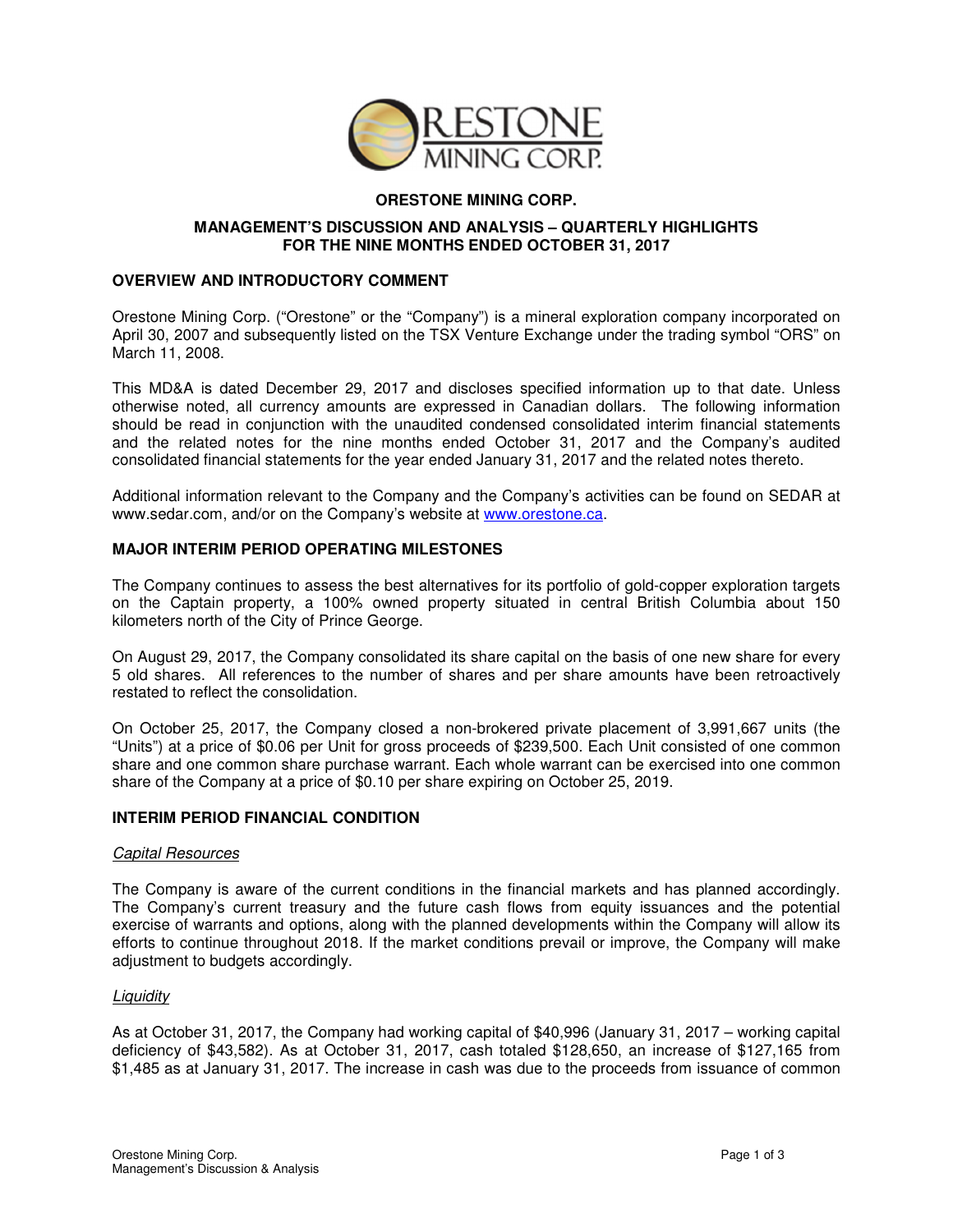# ORESTONE MINING CORP.

## MANAGEMENT'S DISCUSSION AND ANALYSIS – QUARTERLY HIGHLIGHTS FOR THE NINE MONTHS ENDED OCTOBER 31, 2017

### OVERVIEW AND INTRODUCTORY COMMENT

Orestone Mining Corp. ("Orestone" or the "Company") is a mineral exploration company incorporated on April 30, 2007 and subsequently listed on the TSX Venture Exchange under the trading symbol "ORS" on March 11, 2008.

This MD&A is dated December 29, 2017 and discloses specified information up to that date. Unless otherwise noted, all currency amounts are expressed in Canadian dollars. The following information should be read in conjunction with the unaudited condensed consolidated interim financial statements and the related notes for the nine months ended October 31, 2017 and the Company's audited consolidated financial statements for the year ended January 31, 2017 and the related notes thereto.

Additional information relevant to the Company and the Company's activities can be found on SEDAR at www.sedar.com, and/or on the Company's website at www.orestone.ca.

### MAJOR INTERIM PERIOD OPERATING MILESTONES

The Company continues to assess the best alternatives for its portfolio of gold-copper exploration targets on the Captain property, a 100% owned property situated in central British Columbia about 150 kilometers north of the City of Prince George.

On August 29, 2017, the Company consolidated its share capital on the basis of one new share for every 5 old shares. All references to the number of shares and per share amounts have been retroactively restated to reflect the consolidation.

On October 25, 2017, the Company closed a non-brokered private placement of 3,991,667 units (the "Units") at a price of $0.06 per Unit for gross proceeds of $239,500. Each Unit consisted of one common share and one common share purchase warrant. Each whole warrant can be exercised into one common share of the Company at a price of $0.10 per share expiring on October 25, 2019.

### INTERIM PERIOD FINANCIAL CONDITION

*Capital Resources*

The Company is aware of the current conditions in the financial markets and has planned accordingly. The Company's current treasury and the future cash flows from equity issuances and the potential exercise of warrants and options, along with the planned developments within the Company will allow its efforts to continue throughout 2018. If the market conditions prevail or improve, the Company will make adjustment to budgets accordingly.

*Liquidity*

As at October 31, 2017, the Company had working capital of $40,996 (January 31, 2017 – working capital deficiency of $43,582). As at October 31, 2017, cash totaled $128,650, an increase of $127,165 from $1,485 as at January 31, 2017. The increase in cash was due to the proceeds from issuance of common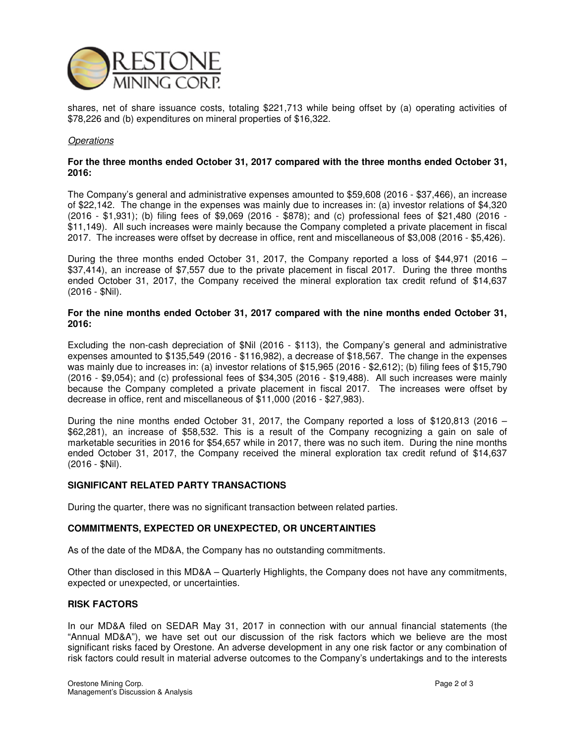shares, net of share issuance costs, totaling $221,713 while being offset by (a) operating activities of $78,226 and (b) expenditures on mineral properties of $16,322.

*Operations*

**For the three months ended October 31, 2017 compared with the three months ended October 31, 2016:**

The Company's general and administrative expenses amounted to $59,608 (2016 - $37,466), an increase of $22,142. The change in the expenses was mainly due to increases in: (a) investor relations of $4,320 (2016 - $1,931); (b) filing fees of $9,069 (2016 - $878); and (c) professional fees of $21,480 (2016 - $11,149). All such increases were mainly because the Company completed a private placement in fiscal 2017. The increases were offset by decrease in office, rent and miscellaneous of $3,008 (2016 - $5,426).

During the three months ended October 31, 2017, the Company reported a loss of $44,971 (2016 – $37,414), an increase of $7,557 due to the private placement in fiscal 2017. During the three months ended October 31, 2017, the Company received the mineral exploration tax credit refund of $14,637 (2016 - $Nil).

**For the nine months ended October 31, 2017 compared with the nine months ended October 31, 2016:**

Excluding the non-cash depreciation of $Nil (2016 - $113), the Company's general and administrative expenses amounted to $135,549 (2016 - $116,982), a decrease of $18,567. The change in the expenses was mainly due to increases in: (a) investor relations of $15,965 (2016 - $2,612); (b) filing fees of $15,790 (2016 - $9,054); and (c) professional fees of $34,305 (2016 - $19,488). All such increases were mainly because the Company completed a private placement in fiscal 2017. The increases were offset by decrease in office, rent and miscellaneous of $11,000 (2016 - $27,983).

During the nine months ended October 31, 2017, the Company reported a loss of $120,813 (2016 – $62,281), an increase of $58,532. This is a result of the Company recognizing a gain on sale of marketable securities in 2016 for $54,657 while in 2017, there was no such item. During the nine months ended October 31, 2017, the Company received the mineral exploration tax credit refund of $14,637 (2016 - $Nil).

## SIGNIFICANT RELATED PARTY TRANSACTIONS

During the quarter, there was no significant transaction between related parties.

## COMMITMENTS, EXPECTED OR UNEXPECTED, OR UNCERTAINTIES

As of the date of the MD&A, the Company has no outstanding commitments.

Other than disclosed in this MD&A – Quarterly Highlights, the Company does not have any commitments, expected or unexpected, or uncertainties.

## RISK FACTORS

In our MD&A filed on SEDAR May 31, 2017 in connection with our annual financial statements (the "Annual MD&A"), we have set out our discussion of the risk factors which we believe are the most significant risks faced by Orestone. An adverse development in any one risk factor or any combination of risk factors could result in material adverse outcomes to the Company's undertakings and to the interests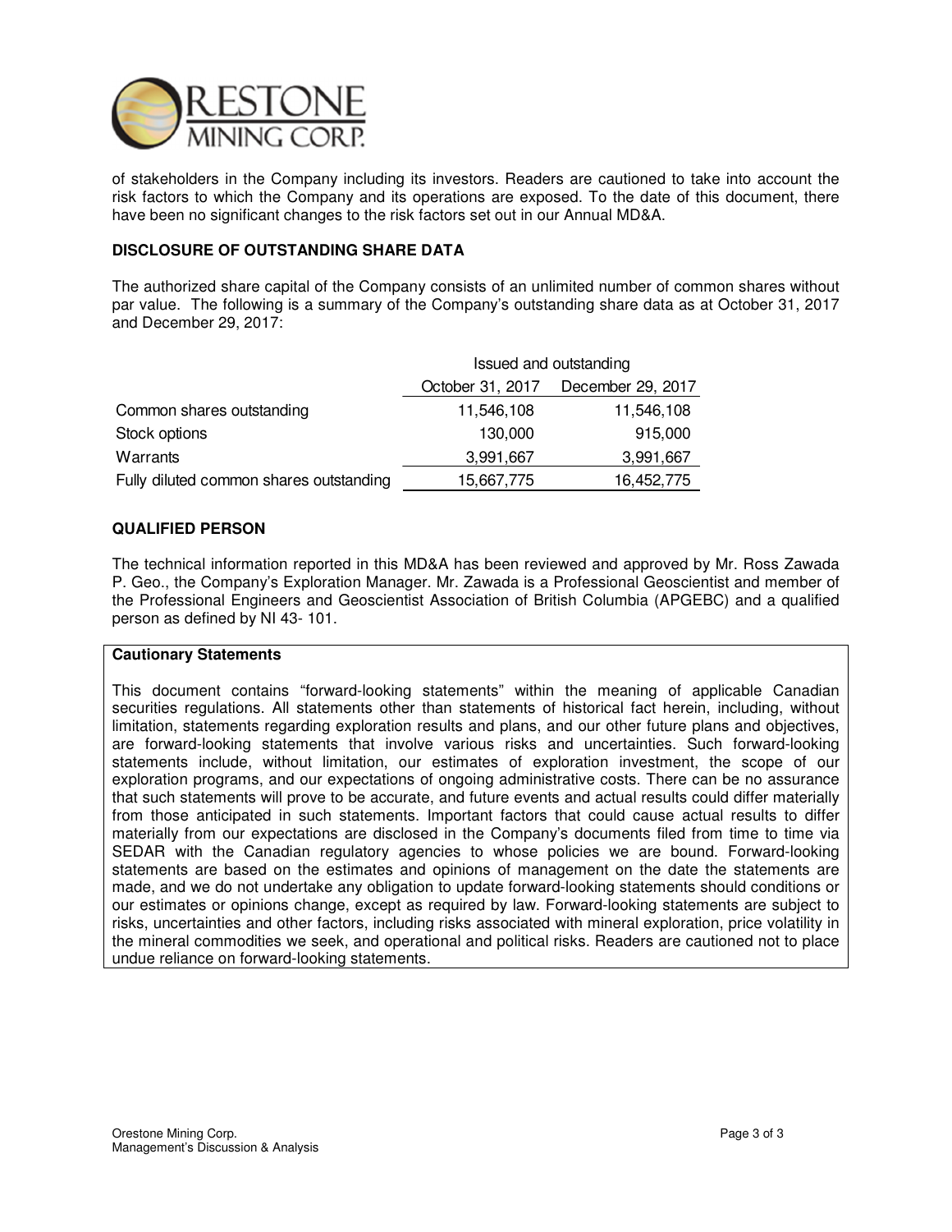of stakeholders in the Company including its investors. Readers are cautioned to take into account the risk factors to which the Company and its operations are exposed. To the date of this document, there have been no significant changes to the risk factors set out in our Annual MD&A.

## DISCLOSURE OF OUTSTANDING SHARE DATA

The authorized share capital of the Company consists of an unlimited number of common shares without par value. The following is a summary of the Company's outstanding share data as at October 31, 2017 and December 29, 2017:

| | Issued and outstanding | |
|---|---|---|
| | October 31, 2017 | December 29, 2017 |
| Common shares outstanding | 11,546,108 | 11,546,108 |
| Stock options | 130,000 | 915,000 |
| Warrants | 3,991,667 | 3,991,667 |
| Fully diluted common shares outstanding | 15,667,775 | 16,452,775 |

## QUALIFIED PERSON

The technical information reported in this MD&A has been reviewed and approved by Mr. Ross Zawada P. Geo., the Company's Exploration Manager. Mr. Zawada is a Professional Geoscientist and member of the Professional Engineers and Geoscientist Association of British Columbia (APGEBC) and a qualified person as defined by NI 43- 101.

**Cautionary Statements**

This document contains "forward-looking statements" within the meaning of applicable Canadian securities regulations. All statements other than statements of historical fact herein, including, without limitation, statements regarding exploration results and plans, and our other future plans and objectives, are forward-looking statements that involve various risks and uncertainties. Such forward-looking statements include, without limitation, our estimates of exploration investment, the scope of our exploration programs, and our expectations of ongoing administrative costs. There can be no assurance that such statements will prove to be accurate, and future events and actual results could differ materially from those anticipated in such statements. Important factors that could cause actual results to differ materially from our expectations are disclosed in the Company's documents filed from time to time via SEDAR with the Canadian regulatory agencies to whose policies we are bound. Forward-looking statements are based on the estimates and opinions of management on the date the statements are made, and we do not undertake any obligation to update forward-looking statements should conditions or our estimates or opinions change, except as required by law. Forward-looking statements are subject to risks, uncertainties and other factors, including risks associated with mineral exploration, price volatility in the mineral commodities we seek, and operational and political risks. Readers are cautioned not to place undue reliance on forward-looking statements.